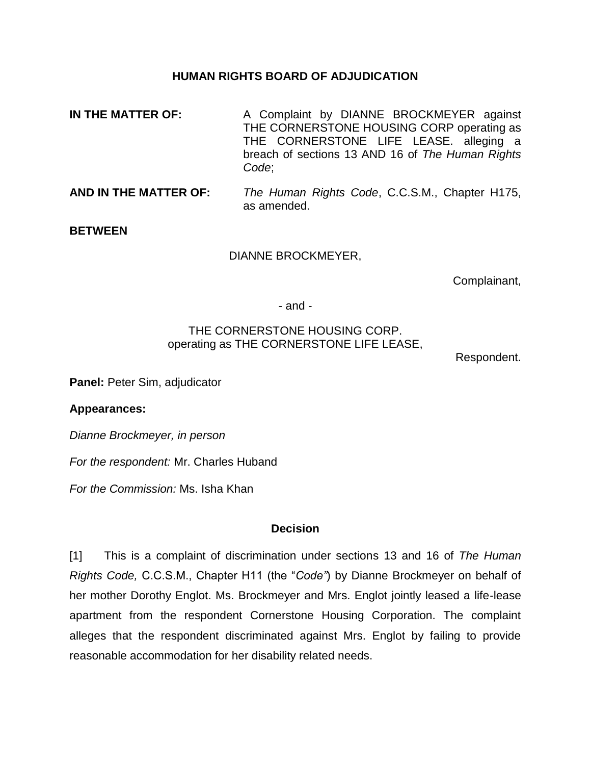**HUMAN RIGHTS BOARD OF ADJUDICATION**

**IN THE MATTER OF:** A Complaint by DIANNE BROCKMEYER against THE CORNERSTONE HOUSING CORP operating as THE CORNERSTONE LIFE LEASE. alleging a breach of sections 13 AND 16 of *The Human Rights Code*;

**AND IN THE MATTER OF:** *The Human Rights Code*, C.C.S.M., Chapter H175, as amended.

**BETWEEN**

DIANNE BROCKMEYER,

Complainant,

\- and -

THE CORNERSTONE HOUSING CORP.
operating as THE CORNERSTONE LIFE LEASE,

Respondent.

**Panel:** Peter Sim, adjudicator

**Appearances:**

*Dianne Brockmeyer, in person*

*For the respondent:* Mr. Charles Huband

*For the Commission:* Ms. Isha Khan

## Decision

[1] This is a complaint of discrimination under sections 13 and 16 of *The Human Rights Code,* C.C.S.M., Chapter H11 (the "*Code"*) by Dianne Brockmeyer on behalf of her mother Dorothy Englot. Ms. Brockmeyer and Mrs. Englot jointly leased a life-lease apartment from the respondent Cornerstone Housing Corporation. The complaint alleges that the respondent discriminated against Mrs. Englot by failing to provide reasonable accommodation for her disability related needs.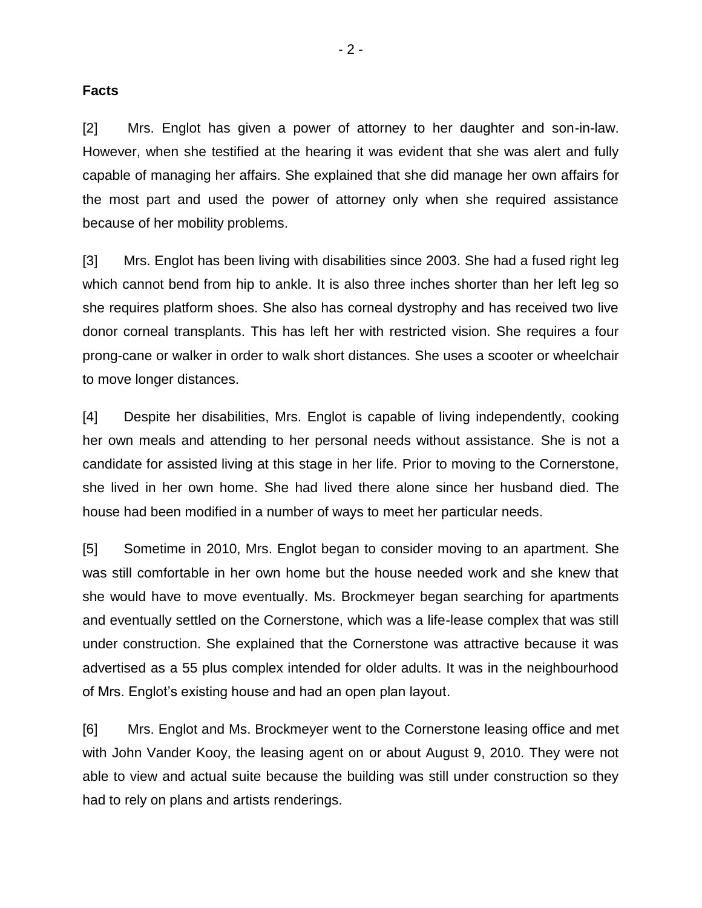**Facts**

[2] Mrs. Englot has given a power of attorney to her daughter and son-in-law. However, when she testified at the hearing it was evident that she was alert and fully capable of managing her affairs. She explained that she did manage her own affairs for the most part and used the power of attorney only when she required assistance because of her mobility problems.

[3] Mrs. Englot has been living with disabilities since 2003. She had a fused right leg which cannot bend from hip to ankle. It is also three inches shorter than her left leg so she requires platform shoes. She also has corneal dystrophy and has received two live donor corneal transplants. This has left her with restricted vision. She requires a four prong-cane or walker in order to walk short distances. She uses a scooter or wheelchair to move longer distances.

[4] Despite her disabilities, Mrs. Englot is capable of living independently, cooking her own meals and attending to her personal needs without assistance. She is not a candidate for assisted living at this stage in her life. Prior to moving to the Cornerstone, she lived in her own home. She had lived there alone since her husband died. The house had been modified in a number of ways to meet her particular needs.

[5] Sometime in 2010, Mrs. Englot began to consider moving to an apartment. She was still comfortable in her own home but the house needed work and she knew that she would have to move eventually. Ms. Brockmeyer began searching for apartments and eventually settled on the Cornerstone, which was a life-lease complex that was still under construction. She explained that the Cornerstone was attractive because it was advertised as a 55 plus complex intended for older adults. It was in the neighbourhood of Mrs. Englot's existing house and had an open plan layout.

[6] Mrs. Englot and Ms. Brockmeyer went to the Cornerstone leasing office and met with John Vander Kooy, the leasing agent on or about August 9, 2010. They were not able to view and actual suite because the building was still under construction so they had to rely on plans and artists renderings.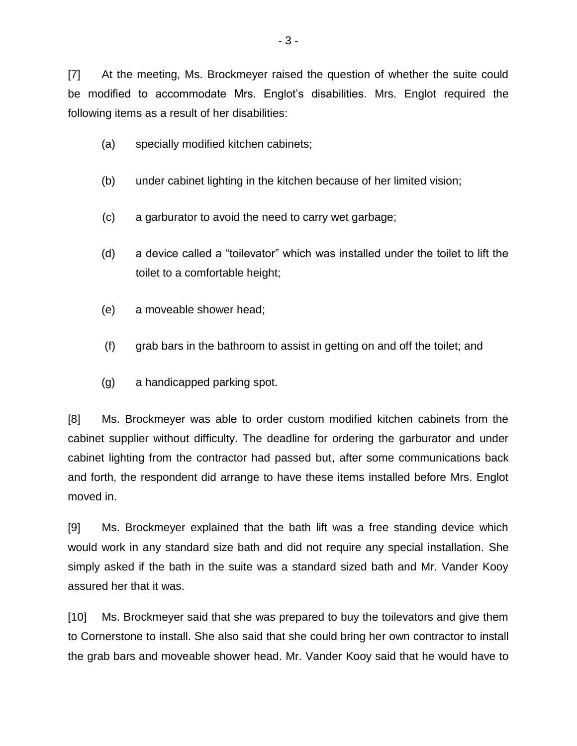[7] At the meeting, Ms. Brockmeyer raised the question of whether the suite could be modified to accommodate Mrs. Englot's disabilities. Mrs. Englot required the following items as a result of her disabilities:

(a) specially modified kitchen cabinets;

(b) under cabinet lighting in the kitchen because of her limited vision;

(c) a garburator to avoid the need to carry wet garbage;

(d) a device called a "toilevator" which was installed under the toilet to lift the toilet to a comfortable height;

(e) a moveable shower head;

(f) grab bars in the bathroom to assist in getting on and off the toilet; and

(g) a handicapped parking spot.

[8] Ms. Brockmeyer was able to order custom modified kitchen cabinets from the cabinet supplier without difficulty. The deadline for ordering the garburator and under cabinet lighting from the contractor had passed but, after some communications back and forth, the respondent did arrange to have these items installed before Mrs. Englot moved in.

[9] Ms. Brockmeyer explained that the bath lift was a free standing device which would work in any standard size bath and did not require any special installation. She simply asked if the bath in the suite was a standard sized bath and Mr. Vander Kooy assured her that it was.

[10] Ms. Brockmeyer said that she was prepared to buy the toilevators and give them to Cornerstone to install. She also said that she could bring her own contractor to install the grab bars and moveable shower head. Mr. Vander Kooy said that he would have to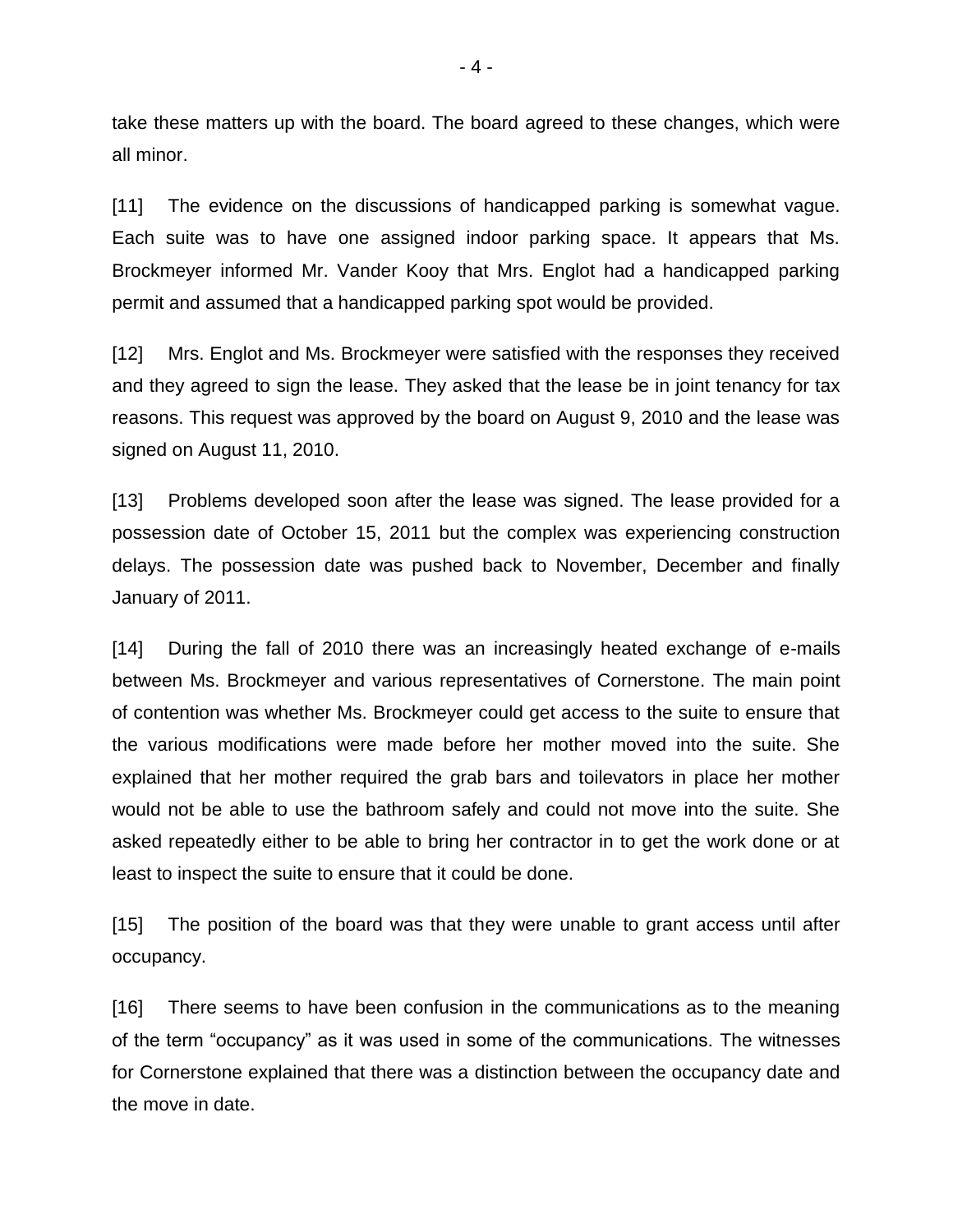take these matters up with the board. The board agreed to these changes, which were all minor.

[11] The evidence on the discussions of handicapped parking is somewhat vague. Each suite was to have one assigned indoor parking space. It appears that Ms. Brockmeyer informed Mr. Vander Kooy that Mrs. Englot had a handicapped parking permit and assumed that a handicapped parking spot would be provided.

[12] Mrs. Englot and Ms. Brockmeyer were satisfied with the responses they received and they agreed to sign the lease. They asked that the lease be in joint tenancy for tax reasons. This request was approved by the board on August 9, 2010 and the lease was signed on August 11, 2010.

[13] Problems developed soon after the lease was signed. The lease provided for a possession date of October 15, 2011 but the complex was experiencing construction delays. The possession date was pushed back to November, December and finally January of 2011.

[14] During the fall of 2010 there was an increasingly heated exchange of e-mails between Ms. Brockmeyer and various representatives of Cornerstone. The main point of contention was whether Ms. Brockmeyer could get access to the suite to ensure that the various modifications were made before her mother moved into the suite. She explained that her mother required the grab bars and toilevators in place her mother would not be able to use the bathroom safely and could not move into the suite. She asked repeatedly either to be able to bring her contractor in to get the work done or at least to inspect the suite to ensure that it could be done.

[15] The position of the board was that they were unable to grant access until after occupancy.

[16] There seems to have been confusion in the communications as to the meaning of the term "occupancy" as it was used in some of the communications. The witnesses for Cornerstone explained that there was a distinction between the occupancy date and the move in date.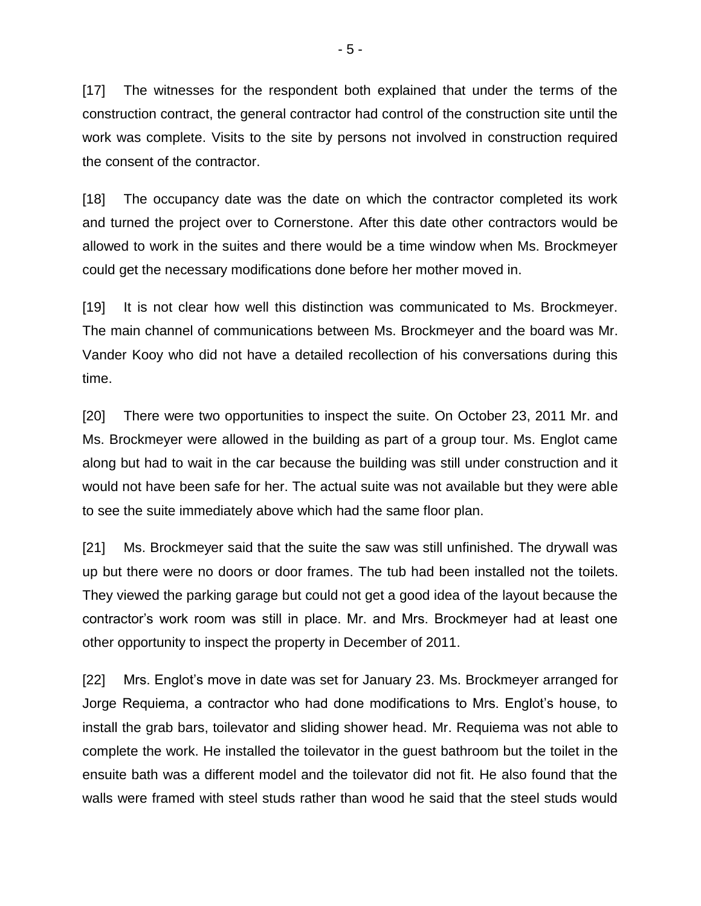[17] The witnesses for the respondent both explained that under the terms of the construction contract, the general contractor had control of the construction site until the work was complete. Visits to the site by persons not involved in construction required the consent of the contractor.

[18] The occupancy date was the date on which the contractor completed its work and turned the project over to Cornerstone. After this date other contractors would be allowed to work in the suites and there would be a time window when Ms. Brockmeyer could get the necessary modifications done before her mother moved in.

[19] It is not clear how well this distinction was communicated to Ms. Brockmeyer. The main channel of communications between Ms. Brockmeyer and the board was Mr. Vander Kooy who did not have a detailed recollection of his conversations during this time.

[20] There were two opportunities to inspect the suite. On October 23, 2011 Mr. and Ms. Brockmeyer were allowed in the building as part of a group tour. Ms. Englot came along but had to wait in the car because the building was still under construction and it would not have been safe for her. The actual suite was not available but they were able to see the suite immediately above which had the same floor plan.

[21] Ms. Brockmeyer said that the suite the saw was still unfinished. The drywall was up but there were no doors or door frames. The tub had been installed not the toilets. They viewed the parking garage but could not get a good idea of the layout because the contractor's work room was still in place. Mr. and Mrs. Brockmeyer had at least one other opportunity to inspect the property in December of 2011.

[22] Mrs. Englot's move in date was set for January 23. Ms. Brockmeyer arranged for Jorge Requiema, a contractor who had done modifications to Mrs. Englot's house, to install the grab bars, toilevator and sliding shower head. Mr. Requiema was not able to complete the work. He installed the toilevator in the guest bathroom but the toilet in the ensuite bath was a different model and the toilevator did not fit. He also found that the walls were framed with steel studs rather than wood he said that the steel studs would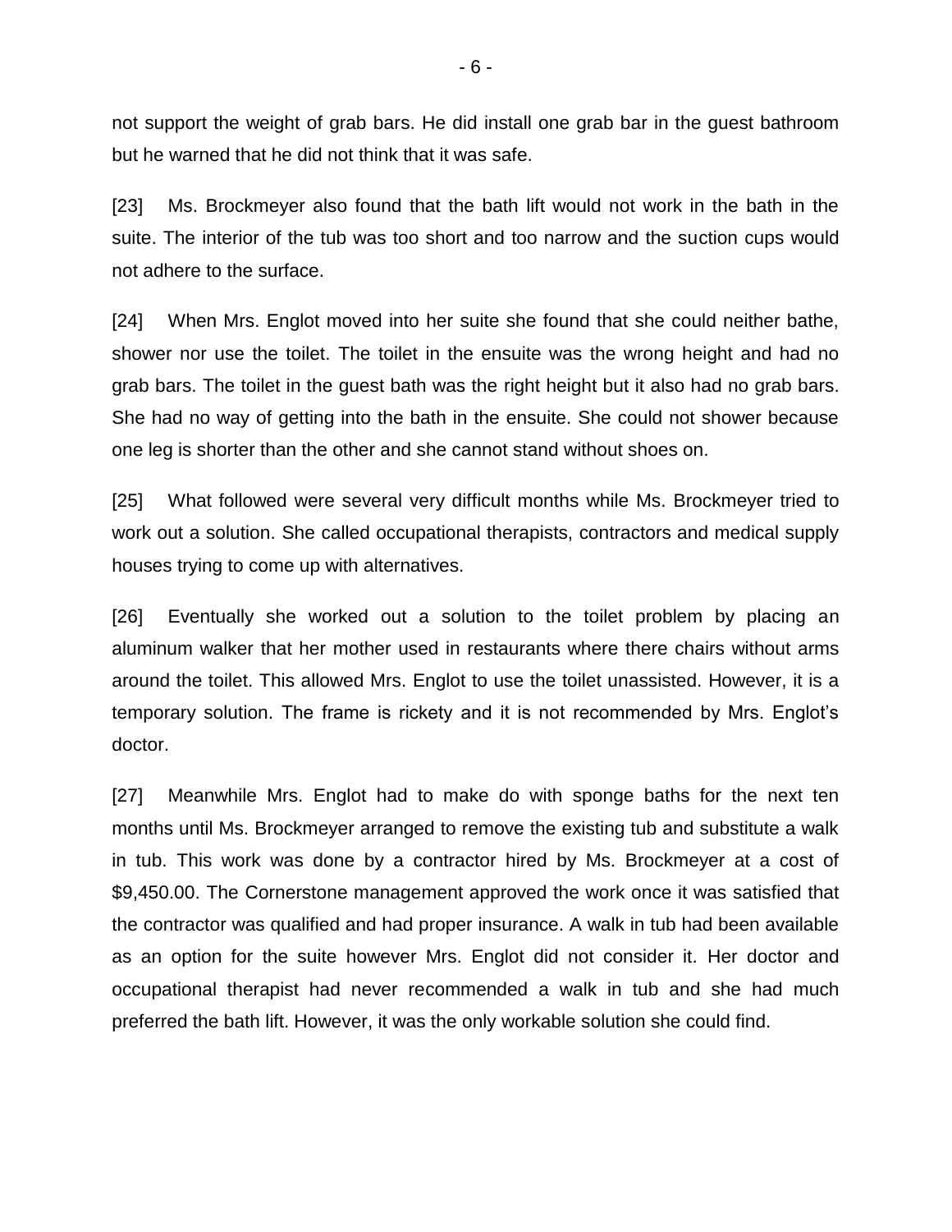not support the weight of grab bars. He did install one grab bar in the guest bathroom but he warned that he did not think that it was safe.

[23] Ms. Brockmeyer also found that the bath lift would not work in the bath in the suite. The interior of the tub was too short and too narrow and the suction cups would not adhere to the surface.

[24] When Mrs. Englot moved into her suite she found that she could neither bathe, shower nor use the toilet. The toilet in the ensuite was the wrong height and had no grab bars. The toilet in the guest bath was the right height but it also had no grab bars. She had no way of getting into the bath in the ensuite. She could not shower because one leg is shorter than the other and she cannot stand without shoes on.

[25] What followed were several very difficult months while Ms. Brockmeyer tried to work out a solution. She called occupational therapists, contractors and medical supply houses trying to come up with alternatives.

[26] Eventually she worked out a solution to the toilet problem by placing an aluminum walker that her mother used in restaurants where there chairs without arms around the toilet. This allowed Mrs. Englot to use the toilet unassisted. However, it is a temporary solution. The frame is rickety and it is not recommended by Mrs. Englot's doctor.

[27] Meanwhile Mrs. Englot had to make do with sponge baths for the next ten months until Ms. Brockmeyer arranged to remove the existing tub and substitute a walk in tub. This work was done by a contractor hired by Ms. Brockmeyer at a cost of $9,450.00. The Cornerstone management approved the work once it was satisfied that the contractor was qualified and had proper insurance. A walk in tub had been available as an option for the suite however Mrs. Englot did not consider it. Her doctor and occupational therapist had never recommended a walk in tub and she had much preferred the bath lift. However, it was the only workable solution she could find.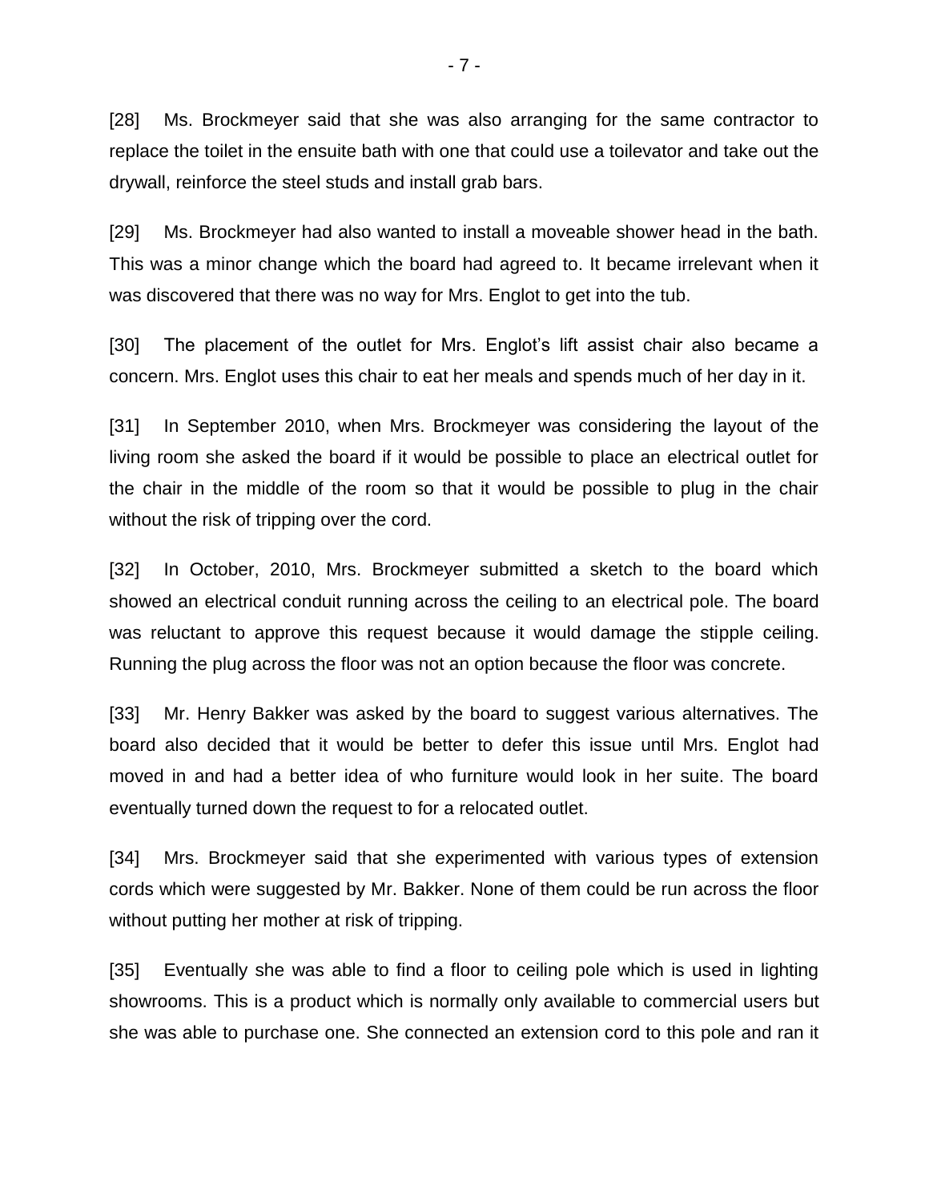[28] Ms. Brockmeyer said that she was also arranging for the same contractor to replace the toilet in the ensuite bath with one that could use a toilevator and take out the drywall, reinforce the steel studs and install grab bars.

[29] Ms. Brockmeyer had also wanted to install a moveable shower head in the bath. This was a minor change which the board had agreed to. It became irrelevant when it was discovered that there was no way for Mrs. Englot to get into the tub.

[30] The placement of the outlet for Mrs. Englot's lift assist chair also became a concern. Mrs. Englot uses this chair to eat her meals and spends much of her day in it.

[31] In September 2010, when Mrs. Brockmeyer was considering the layout of the living room she asked the board if it would be possible to place an electrical outlet for the chair in the middle of the room so that it would be possible to plug in the chair without the risk of tripping over the cord.

[32] In October, 2010, Mrs. Brockmeyer submitted a sketch to the board which showed an electrical conduit running across the ceiling to an electrical pole. The board was reluctant to approve this request because it would damage the stipple ceiling. Running the plug across the floor was not an option because the floor was concrete.

[33] Mr. Henry Bakker was asked by the board to suggest various alternatives. The board also decided that it would be better to defer this issue until Mrs. Englot had moved in and had a better idea of who furniture would look in her suite. The board eventually turned down the request to for a relocated outlet.

[34] Mrs. Brockmeyer said that she experimented with various types of extension cords which were suggested by Mr. Bakker. None of them could be run across the floor without putting her mother at risk of tripping.

[35] Eventually she was able to find a floor to ceiling pole which is used in lighting showrooms. This is a product which is normally only available to commercial users but she was able to purchase one. She connected an extension cord to this pole and ran it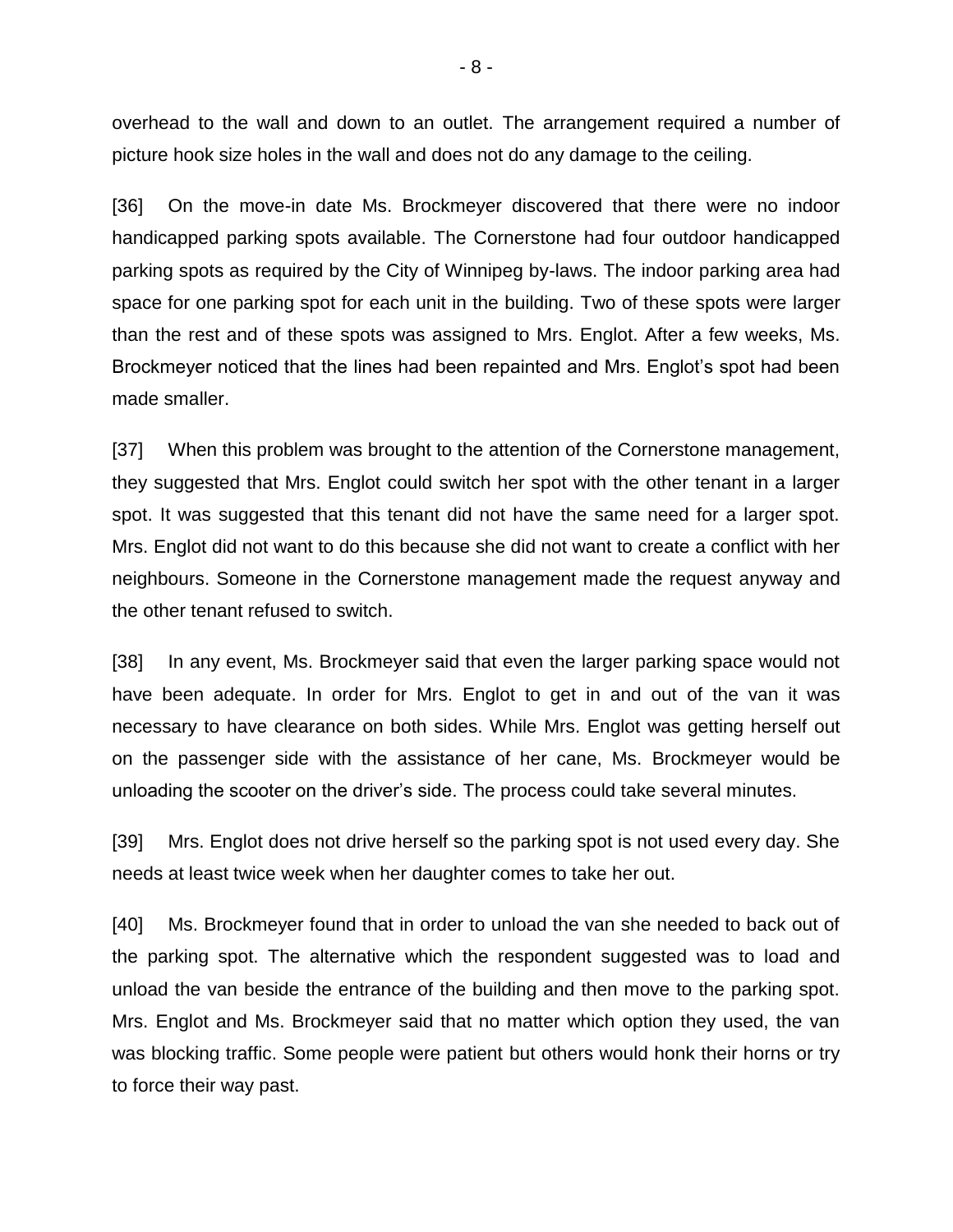overhead to the wall and down to an outlet. The arrangement required a number of picture hook size holes in the wall and does not do any damage to the ceiling.

[36] On the move-in date Ms. Brockmeyer discovered that there were no indoor handicapped parking spots available. The Cornerstone had four outdoor handicapped parking spots as required by the City of Winnipeg by-laws. The indoor parking area had space for one parking spot for each unit in the building. Two of these spots were larger than the rest and of these spots was assigned to Mrs. Englot. After a few weeks, Ms. Brockmeyer noticed that the lines had been repainted and Mrs. Englot's spot had been made smaller.

[37] When this problem was brought to the attention of the Cornerstone management, they suggested that Mrs. Englot could switch her spot with the other tenant in a larger spot. It was suggested that this tenant did not have the same need for a larger spot. Mrs. Englot did not want to do this because she did not want to create a conflict with her neighbours. Someone in the Cornerstone management made the request anyway and the other tenant refused to switch.

[38] In any event, Ms. Brockmeyer said that even the larger parking space would not have been adequate. In order for Mrs. Englot to get in and out of the van it was necessary to have clearance on both sides. While Mrs. Englot was getting herself out on the passenger side with the assistance of her cane, Ms. Brockmeyer would be unloading the scooter on the driver's side. The process could take several minutes.

[39] Mrs. Englot does not drive herself so the parking spot is not used every day. She needs at least twice week when her daughter comes to take her out.

[40] Ms. Brockmeyer found that in order to unload the van she needed to back out of the parking spot. The alternative which the respondent suggested was to load and unload the van beside the entrance of the building and then move to the parking spot. Mrs. Englot and Ms. Brockmeyer said that no matter which option they used, the van was blocking traffic. Some people were patient but others would honk their horns or try to force their way past.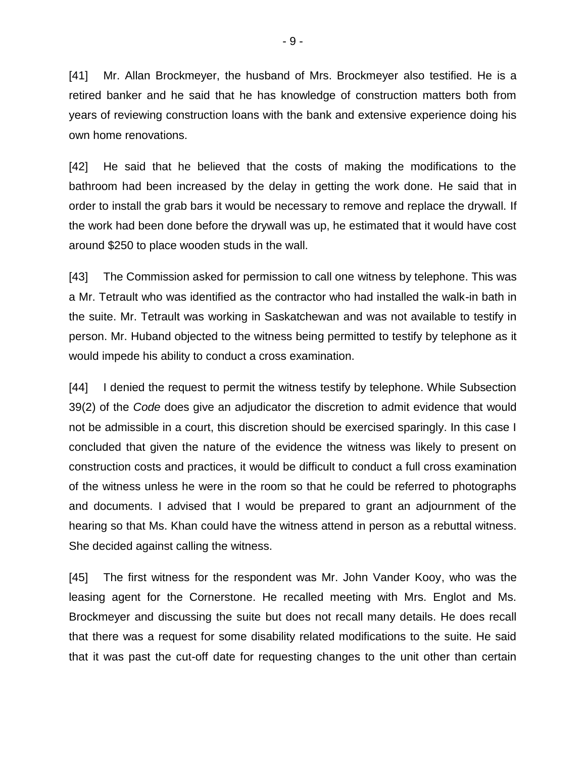[41] Mr. Allan Brockmeyer, the husband of Mrs. Brockmeyer also testified. He is a retired banker and he said that he has knowledge of construction matters both from years of reviewing construction loans with the bank and extensive experience doing his own home renovations.

[42] He said that he believed that the costs of making the modifications to the bathroom had been increased by the delay in getting the work done. He said that in order to install the grab bars it would be necessary to remove and replace the drywall. If the work had been done before the drywall was up, he estimated that it would have cost around $250 to place wooden studs in the wall.

[43] The Commission asked for permission to call one witness by telephone. This was a Mr. Tetrault who was identified as the contractor who had installed the walk-in bath in the suite. Mr. Tetrault was working in Saskatchewan and was not available to testify in person. Mr. Huband objected to the witness being permitted to testify by telephone as it would impede his ability to conduct a cross examination.

[44] I denied the request to permit the witness testify by telephone. While Subsection 39(2) of the *Code* does give an adjudicator the discretion to admit evidence that would not be admissible in a court, this discretion should be exercised sparingly. In this case I concluded that given the nature of the evidence the witness was likely to present on construction costs and practices, it would be difficult to conduct a full cross examination of the witness unless he were in the room so that he could be referred to photographs and documents. I advised that I would be prepared to grant an adjournment of the hearing so that Ms. Khan could have the witness attend in person as a rebuttal witness. She decided against calling the witness.

[45] The first witness for the respondent was Mr. John Vander Kooy, who was the leasing agent for the Cornerstone. He recalled meeting with Mrs. Englot and Ms. Brockmeyer and discussing the suite but does not recall many details. He does recall that there was a request for some disability related modifications to the suite. He said that it was past the cut-off date for requesting changes to the unit other than certain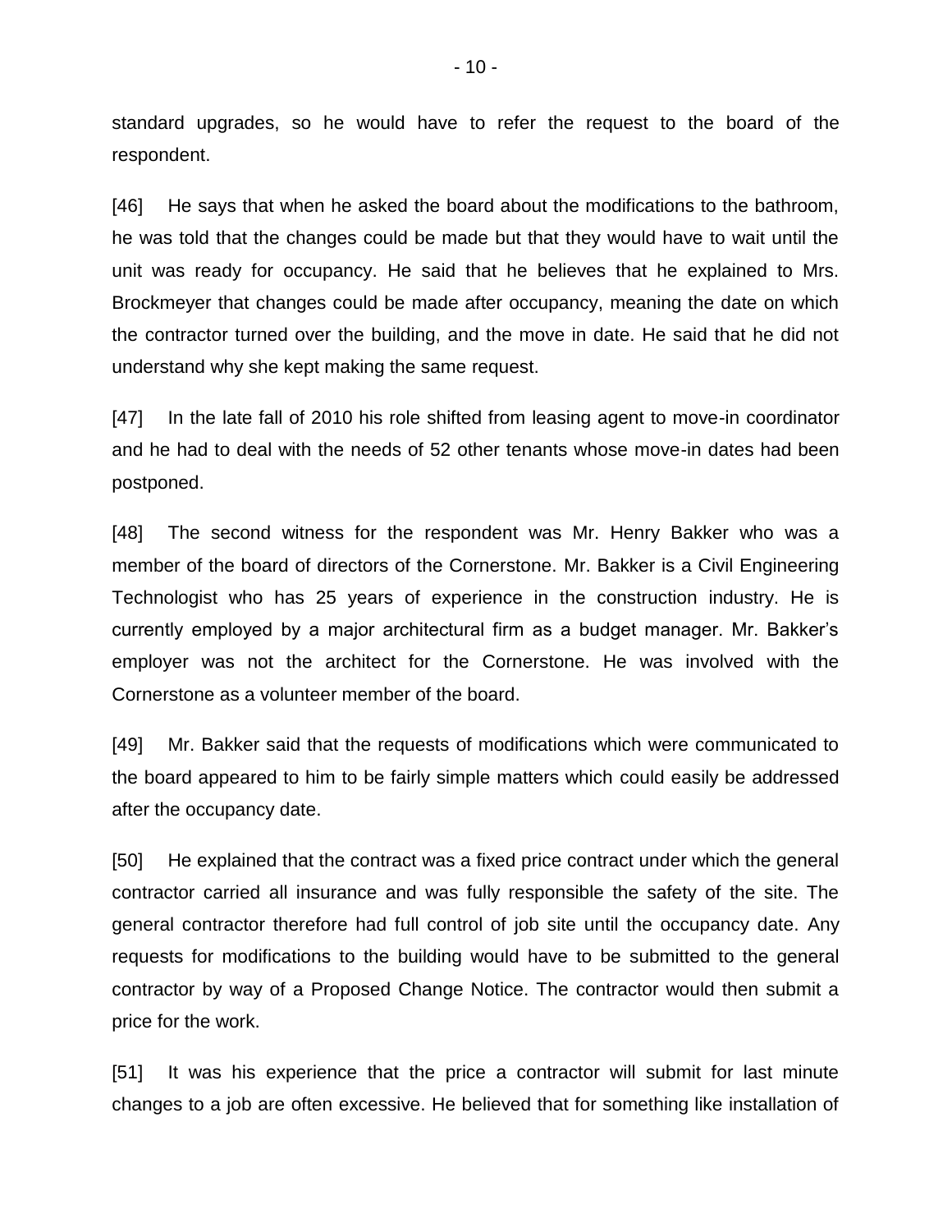standard upgrades, so he would have to refer the request to the board of the respondent.

[46] He says that when he asked the board about the modifications to the bathroom, he was told that the changes could be made but that they would have to wait until the unit was ready for occupancy. He said that he believes that he explained to Mrs. Brockmeyer that changes could be made after occupancy, meaning the date on which the contractor turned over the building, and the move in date. He said that he did not understand why she kept making the same request.

[47] In the late fall of 2010 his role shifted from leasing agent to move-in coordinator and he had to deal with the needs of 52 other tenants whose move-in dates had been postponed.

[48] The second witness for the respondent was Mr. Henry Bakker who was a member of the board of directors of the Cornerstone. Mr. Bakker is a Civil Engineering Technologist who has 25 years of experience in the construction industry. He is currently employed by a major architectural firm as a budget manager. Mr. Bakker's employer was not the architect for the Cornerstone. He was involved with the Cornerstone as a volunteer member of the board.

[49] Mr. Bakker said that the requests of modifications which were communicated to the board appeared to him to be fairly simple matters which could easily be addressed after the occupancy date.

[50] He explained that the contract was a fixed price contract under which the general contractor carried all insurance and was fully responsible the safety of the site. The general contractor therefore had full control of job site until the occupancy date. Any requests for modifications to the building would have to be submitted to the general contractor by way of a Proposed Change Notice. The contractor would then submit a price for the work.

[51] It was his experience that the price a contractor will submit for last minute changes to a job are often excessive. He believed that for something like installation of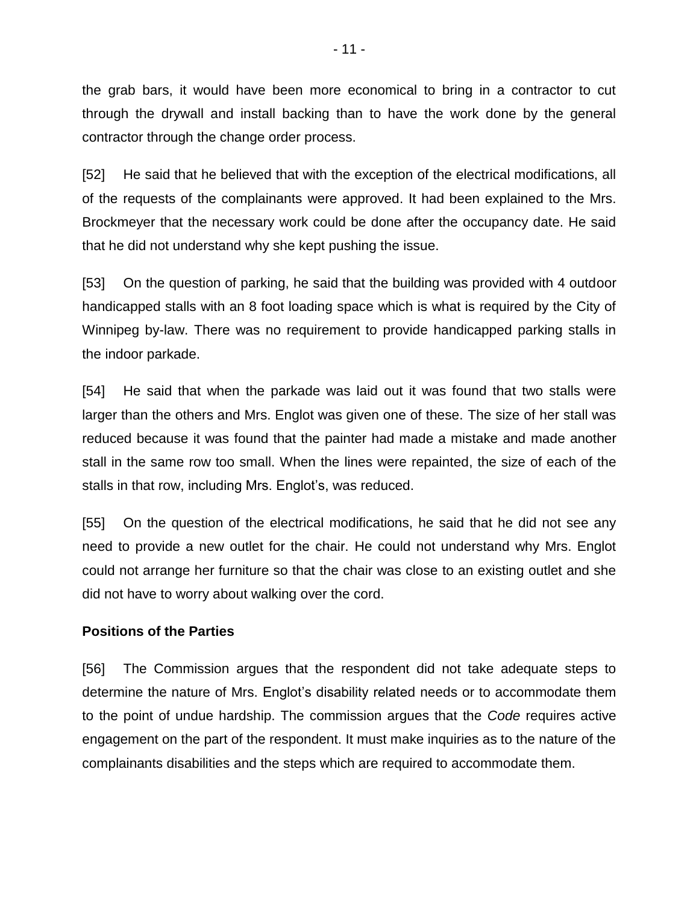the grab bars, it would have been more economical to bring in a contractor to cut through the drywall and install backing than to have the work done by the general contractor through the change order process.

[52] He said that he believed that with the exception of the electrical modifications, all of the requests of the complainants were approved. It had been explained to the Mrs. Brockmeyer that the necessary work could be done after the occupancy date. He said that he did not understand why she kept pushing the issue.

[53] On the question of parking, he said that the building was provided with 4 outdoor handicapped stalls with an 8 foot loading space which is what is required by the City of Winnipeg by-law. There was no requirement to provide handicapped parking stalls in the indoor parkade.

[54] He said that when the parkade was laid out it was found that two stalls were larger than the others and Mrs. Englot was given one of these. The size of her stall was reduced because it was found that the painter had made a mistake and made another stall in the same row too small. When the lines were repainted, the size of each of the stalls in that row, including Mrs. Englot's, was reduced.

[55] On the question of the electrical modifications, he said that he did not see any need to provide a new outlet for the chair. He could not understand why Mrs. Englot could not arrange her furniture so that the chair was close to an existing outlet and she did not have to worry about walking over the cord.

**Positions of the Parties**

[56] The Commission argues that the respondent did not take adequate steps to determine the nature of Mrs. Englot's disability related needs or to accommodate them to the point of undue hardship. The commission argues that the *Code* requires active engagement on the part of the respondent. It must make inquiries as to the nature of the complainants disabilities and the steps which are required to accommodate them.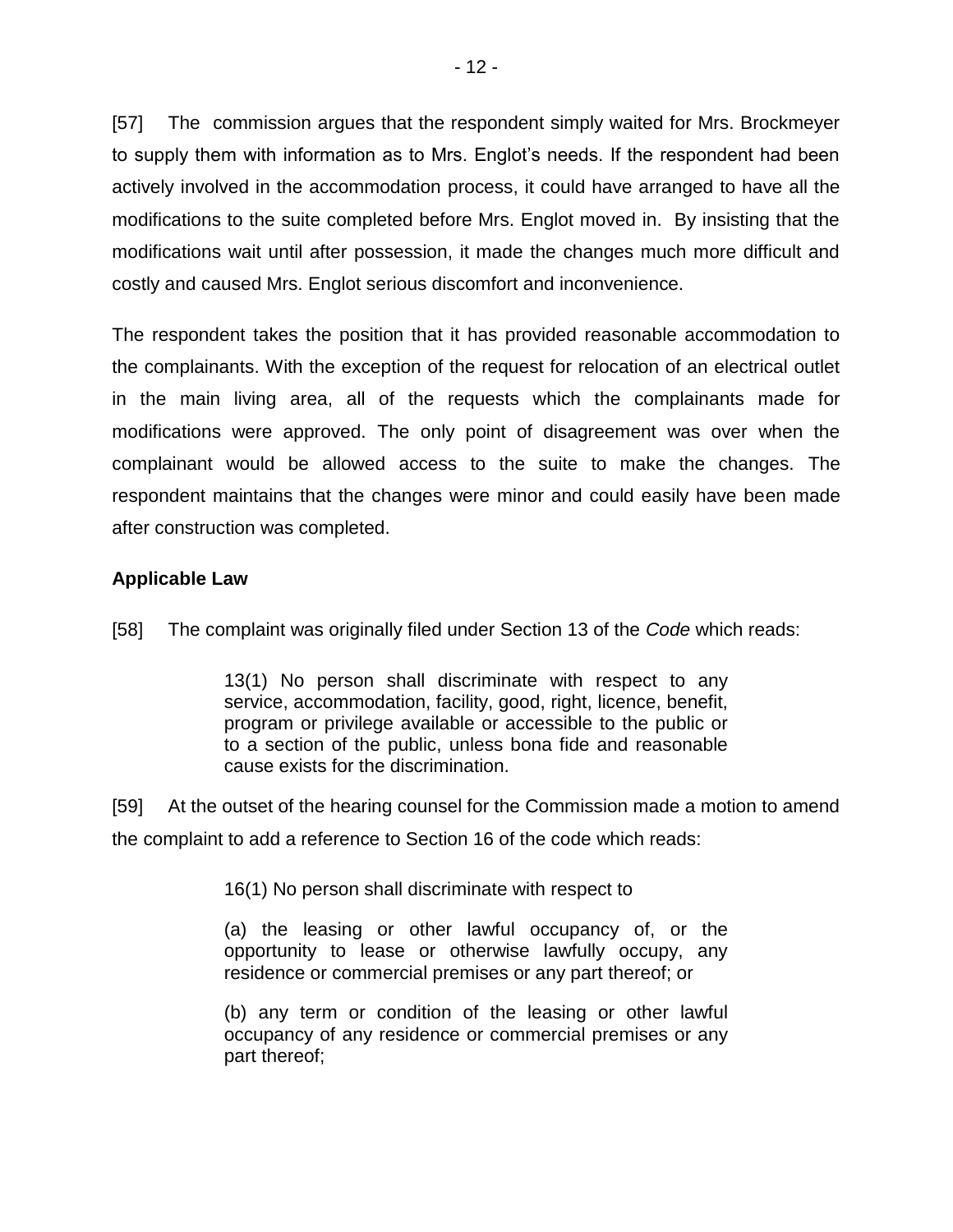[57] The commission argues that the respondent simply waited for Mrs. Brockmeyer to supply them with information as to Mrs. Englot's needs. If the respondent had been actively involved in the accommodation process, it could have arranged to have all the modifications to the suite completed before Mrs. Englot moved in. By insisting that the modifications wait until after possession, it made the changes much more difficult and costly and caused Mrs. Englot serious discomfort and inconvenience.

The respondent takes the position that it has provided reasonable accommodation to the complainants. With the exception of the request for relocation of an electrical outlet in the main living area, all of the requests which the complainants made for modifications were approved. The only point of disagreement was over when the complainant would be allowed access to the suite to make the changes. The respondent maintains that the changes were minor and could easily have been made after construction was completed.

**Applicable Law**

[58] The complaint was originally filed under Section 13 of the *Code* which reads:

> 13(1) No person shall discriminate with respect to any service, accommodation, facility, good, right, licence, benefit, program or privilege available or accessible to the public or to a section of the public, unless bona fide and reasonable cause exists for the discrimination.

[59] At the outset of the hearing counsel for the Commission made a motion to amend the complaint to add a reference to Section 16 of the code which reads:

> 16(1) No person shall discriminate with respect to
>
> (a) the leasing or other lawful occupancy of, or the opportunity to lease or otherwise lawfully occupy, any residence or commercial premises or any part thereof; or
>
> (b) any term or condition of the leasing or other lawful occupancy of any residence or commercial premises or any part thereof;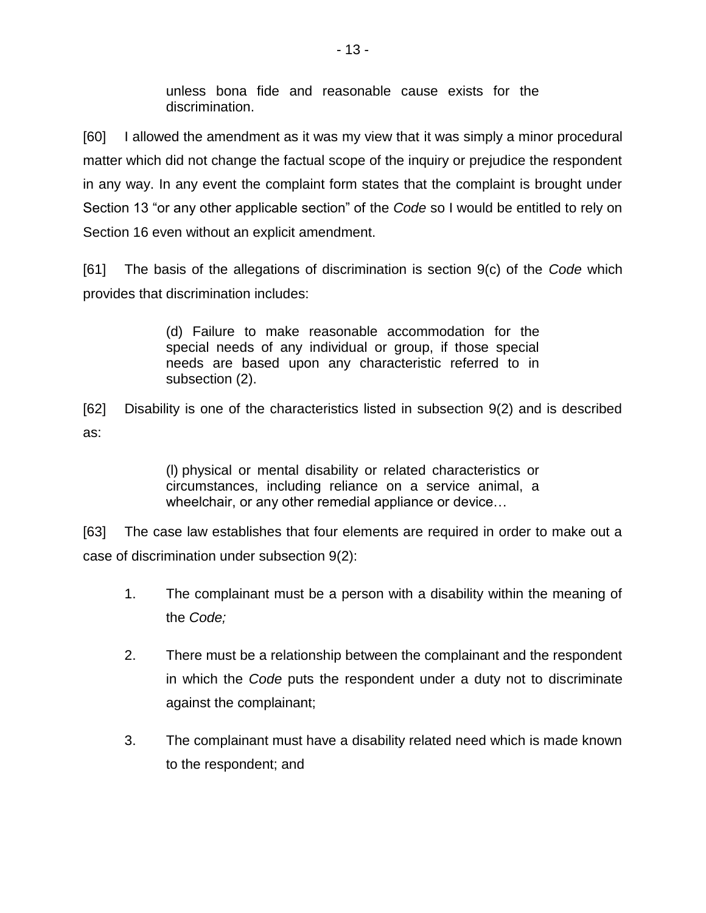> unless bona fide and reasonable cause exists for the discrimination.

[60] I allowed the amendment as it was my view that it was simply a minor procedural matter which did not change the factual scope of the inquiry or prejudice the respondent in any way. In any event the complaint form states that the complaint is brought under Section 13 "or any other applicable section" of the *Code* so I would be entitled to rely on Section 16 even without an explicit amendment.

[61] The basis of the allegations of discrimination is section 9(c) of the *Code* which provides that discrimination includes:

> (d) Failure to make reasonable accommodation for the special needs of any individual or group, if those special needs are based upon any characteristic referred to in subsection (2).

[62] Disability is one of the characteristics listed in subsection 9(2) and is described as:

> (l) physical or mental disability or related characteristics or circumstances, including reliance on a service animal, a wheelchair, or any other remedial appliance or device…

[63] The case law establishes that four elements are required in order to make out a case of discrimination under subsection 9(2):

1. The complainant must be a person with a disability within the meaning of the *Code;*

2. There must be a relationship between the complainant and the respondent in which the *Code* puts the respondent under a duty not to discriminate against the complainant;

3. The complainant must have a disability related need which is made known to the respondent; and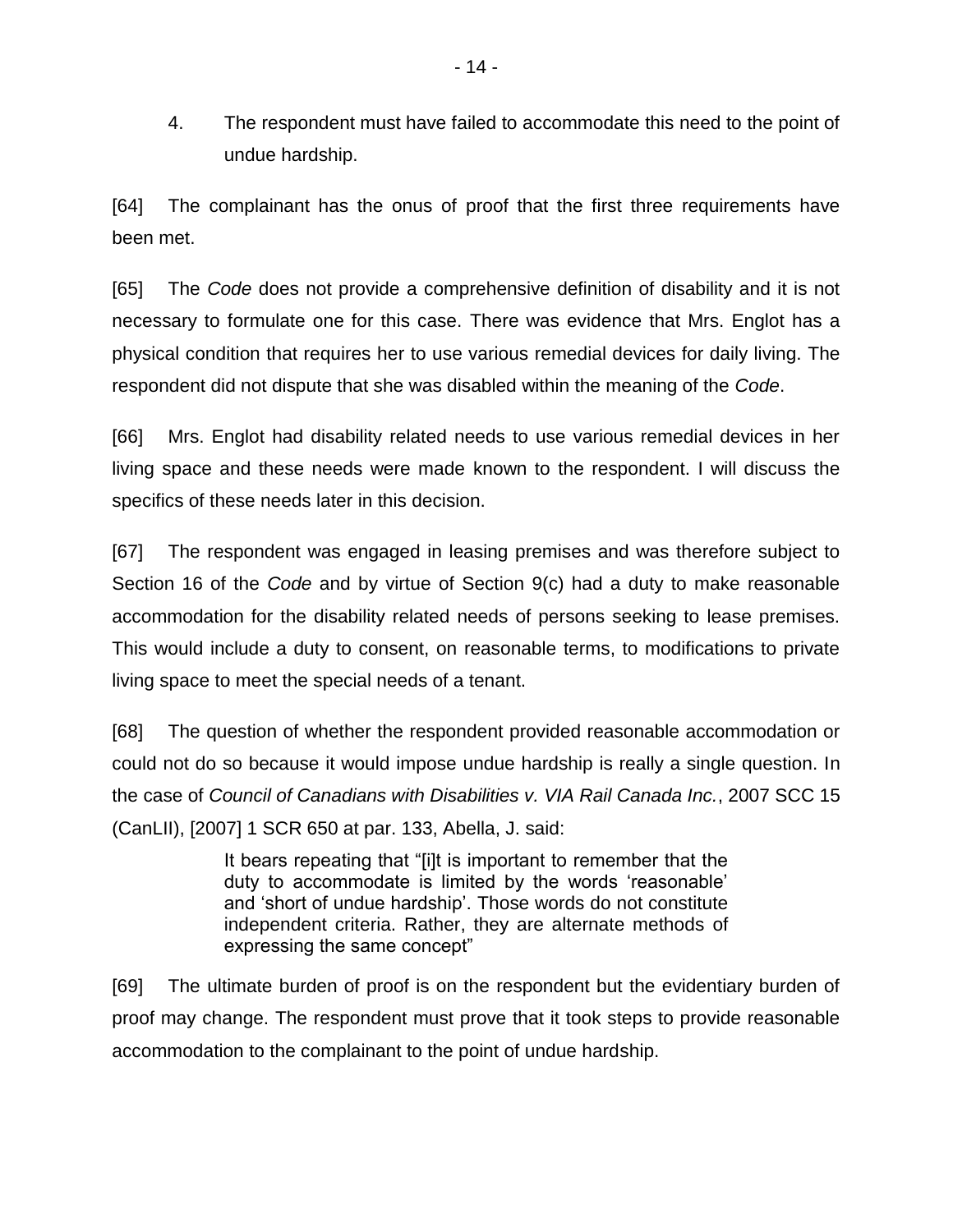4. The respondent must have failed to accommodate this need to the point of undue hardship.

[64] The complainant has the onus of proof that the first three requirements have been met.

[65] The *Code* does not provide a comprehensive definition of disability and it is not necessary to formulate one for this case. There was evidence that Mrs. Englot has a physical condition that requires her to use various remedial devices for daily living. The respondent did not dispute that she was disabled within the meaning of the *Code*.

[66] Mrs. Englot had disability related needs to use various remedial devices in her living space and these needs were made known to the respondent. I will discuss the specifics of these needs later in this decision.

[67] The respondent was engaged in leasing premises and was therefore subject to Section 16 of the *Code* and by virtue of Section 9(c) had a duty to make reasonable accommodation for the disability related needs of persons seeking to lease premises. This would include a duty to consent, on reasonable terms, to modifications to private living space to meet the special needs of a tenant.

[68] The question of whether the respondent provided reasonable accommodation or could not do so because it would impose undue hardship is really a single question. In the case of *Council of Canadians with Disabilities v. VIA Rail Canada Inc.*, 2007 SCC 15 (CanLII), [2007] 1 SCR 650 at par. 133, Abella, J. said:

> It bears repeating that "[i]t is important to remember that the duty to accommodate is limited by the words 'reasonable' and 'short of undue hardship'. Those words do not constitute independent criteria. Rather, they are alternate methods of expressing the same concept"

[69] The ultimate burden of proof is on the respondent but the evidentiary burden of proof may change. The respondent must prove that it took steps to provide reasonable accommodation to the complainant to the point of undue hardship.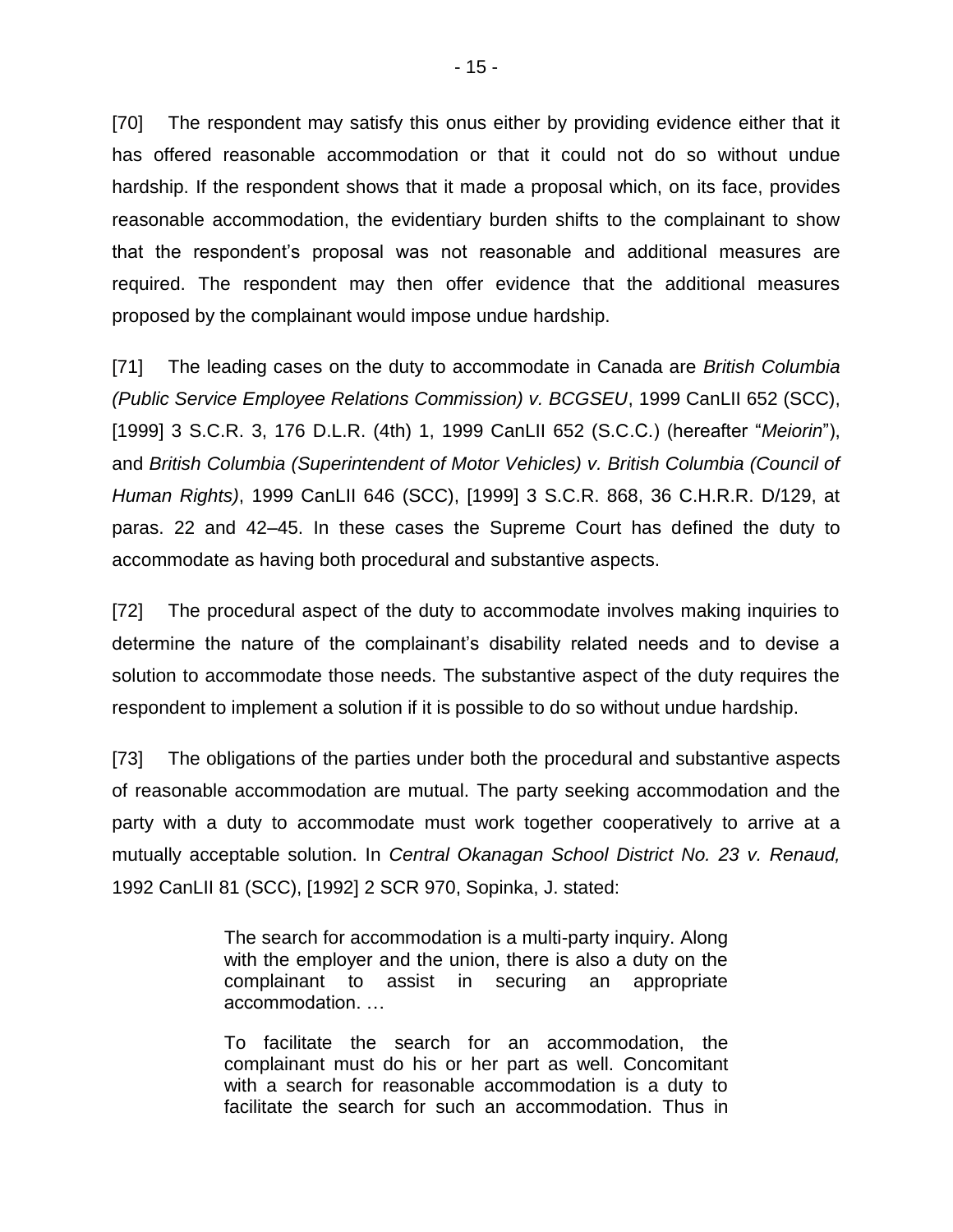[70] The respondent may satisfy this onus either by providing evidence either that it has offered reasonable accommodation or that it could not do so without undue hardship. If the respondent shows that it made a proposal which, on its face, provides reasonable accommodation, the evidentiary burden shifts to the complainant to show that the respondent's proposal was not reasonable and additional measures are required. The respondent may then offer evidence that the additional measures proposed by the complainant would impose undue hardship.

[71] The leading cases on the duty to accommodate in Canada are *British Columbia (Public Service Employee Relations Commission) v. BCGSEU*, 1999 CanLII 652 (SCC), [1999] 3 S.C.R. 3, 176 D.L.R. (4th) 1, 1999 CanLII 652 (S.C.C.) (hereafter "*Meiorin*"), and *British Columbia (Superintendent of Motor Vehicles) v. British Columbia (Council of Human Rights)*, 1999 CanLII 646 (SCC), [1999] 3 S.C.R. 868, 36 C.H.R.R. D/129, at paras. 22 and 42–45. In these cases the Supreme Court has defined the duty to accommodate as having both procedural and substantive aspects.

[72] The procedural aspect of the duty to accommodate involves making inquiries to determine the nature of the complainant's disability related needs and to devise a solution to accommodate those needs. The substantive aspect of the duty requires the respondent to implement a solution if it is possible to do so without undue hardship.

[73] The obligations of the parties under both the procedural and substantive aspects of reasonable accommodation are mutual. The party seeking accommodation and the party with a duty to accommodate must work together cooperatively to arrive at a mutually acceptable solution. In *Central Okanagan School District No. 23 v. Renaud,* 1992 CanLII 81 (SCC), [1992] 2 SCR 970, Sopinka, J. stated:

> The search for accommodation is a multi-party inquiry. Along with the employer and the union, there is also a duty on the complainant to assist in securing an appropriate accommodation. …
>
> To facilitate the search for an accommodation, the complainant must do his or her part as well. Concomitant with a search for reasonable accommodation is a duty to facilitate the search for such an accommodation. Thus in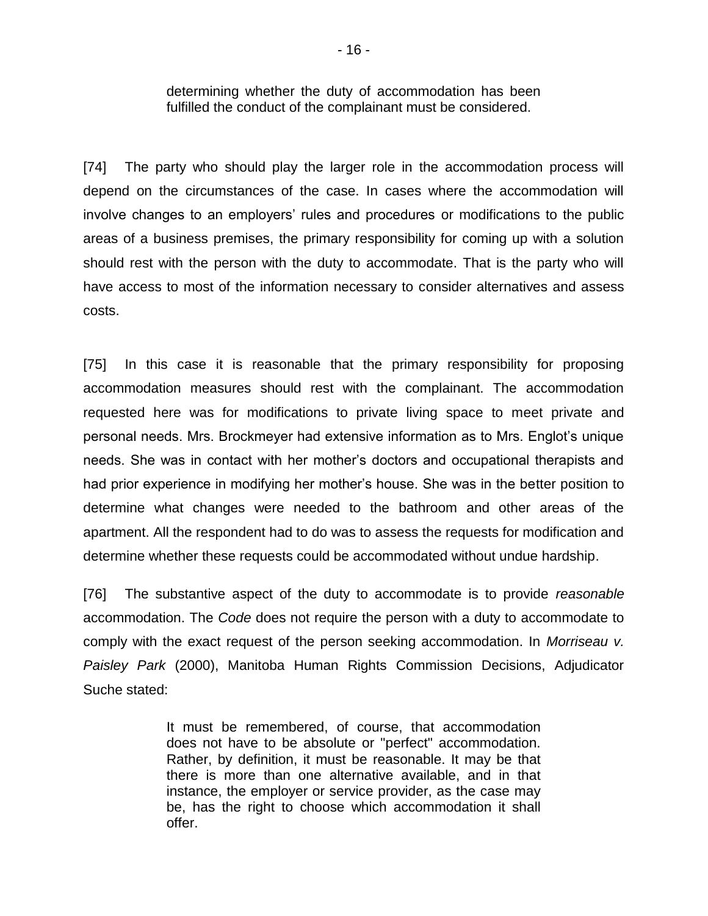> determining whether the duty of accommodation has been fulfilled the conduct of the complainant must be considered.

[74] The party who should play the larger role in the accommodation process will depend on the circumstances of the case. In cases where the accommodation will involve changes to an employers' rules and procedures or modifications to the public areas of a business premises, the primary responsibility for coming up with a solution should rest with the person with the duty to accommodate. That is the party who will have access to most of the information necessary to consider alternatives and assess costs.

[75] In this case it is reasonable that the primary responsibility for proposing accommodation measures should rest with the complainant. The accommodation requested here was for modifications to private living space to meet private and personal needs. Mrs. Brockmeyer had extensive information as to Mrs. Englot's unique needs. She was in contact with her mother's doctors and occupational therapists and had prior experience in modifying her mother's house. She was in the better position to determine what changes were needed to the bathroom and other areas of the apartment. All the respondent had to do was to assess the requests for modification and determine whether these requests could be accommodated without undue hardship.

[76] The substantive aspect of the duty to accommodate is to provide *reasonable* accommodation. The *Code* does not require the person with a duty to accommodate to comply with the exact request of the person seeking accommodation. In *Morriseau v. Paisley Park* (2000), Manitoba Human Rights Commission Decisions, Adjudicator Suche stated:

> It must be remembered, of course, that accommodation does not have to be absolute or "perfect" accommodation. Rather, by definition, it must be reasonable. It may be that there is more than one alternative available, and in that instance, the employer or service provider, as the case may be, has the right to choose which accommodation it shall offer.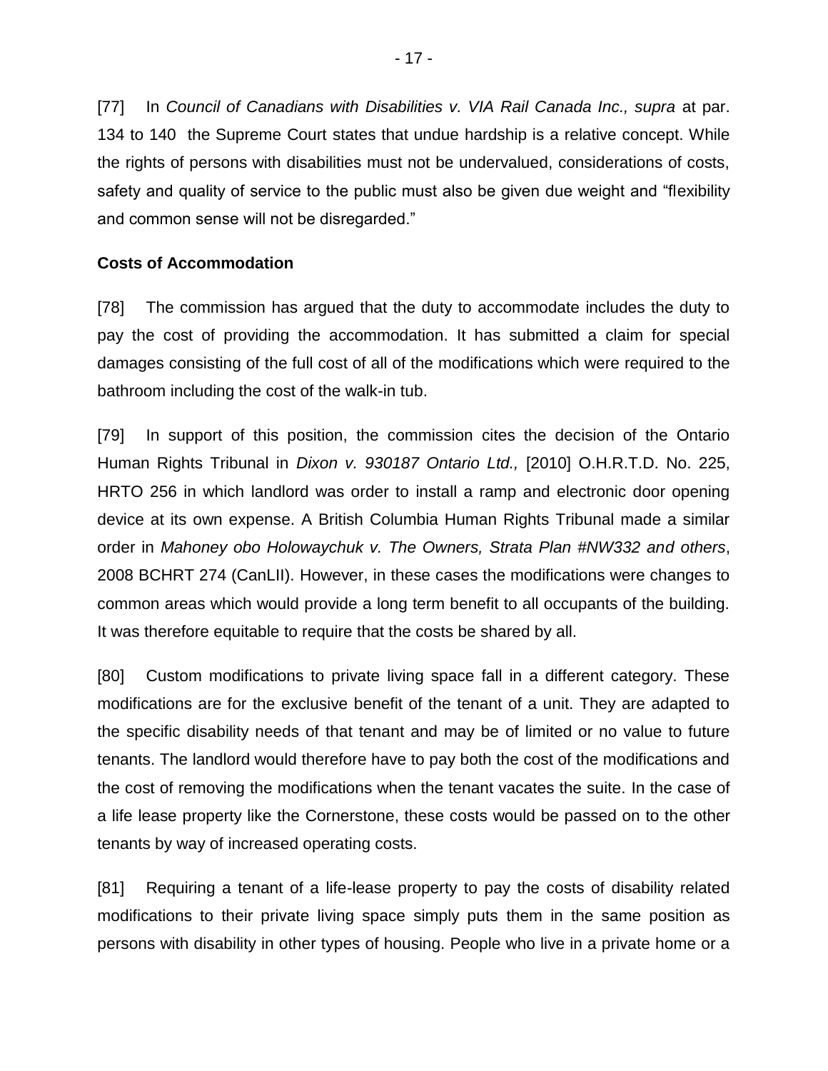[77] In *Council of Canadians with Disabilities v. VIA Rail Canada Inc., supra* at par. 134 to 140 the Supreme Court states that undue hardship is a relative concept. While the rights of persons with disabilities must not be undervalued, considerations of costs, safety and quality of service to the public must also be given due weight and "flexibility and common sense will not be disregarded."

**Costs of Accommodation**

[78] The commission has argued that the duty to accommodate includes the duty to pay the cost of providing the accommodation. It has submitted a claim for special damages consisting of the full cost of all of the modifications which were required to the bathroom including the cost of the walk-in tub.

[79] In support of this position, the commission cites the decision of the Ontario Human Rights Tribunal in *Dixon v. 930187 Ontario Ltd.,* [2010] O.H.R.T.D. No. 225, HRTO 256 in which landlord was order to install a ramp and electronic door opening device at its own expense. A British Columbia Human Rights Tribunal made a similar order in *Mahoney obo Holowaychuk v. The Owners, Strata Plan #NW332 and others*, 2008 BCHRT 274 (CanLII). However, in these cases the modifications were changes to common areas which would provide a long term benefit to all occupants of the building. It was therefore equitable to require that the costs be shared by all.

[80] Custom modifications to private living space fall in a different category. These modifications are for the exclusive benefit of the tenant of a unit. They are adapted to the specific disability needs of that tenant and may be of limited or no value to future tenants. The landlord would therefore have to pay both the cost of the modifications and the cost of removing the modifications when the tenant vacates the suite. In the case of a life lease property like the Cornerstone, these costs would be passed on to the other tenants by way of increased operating costs.

[81] Requiring a tenant of a life-lease property to pay the costs of disability related modifications to their private living space simply puts them in the same position as persons with disability in other types of housing. People who live in a private home or a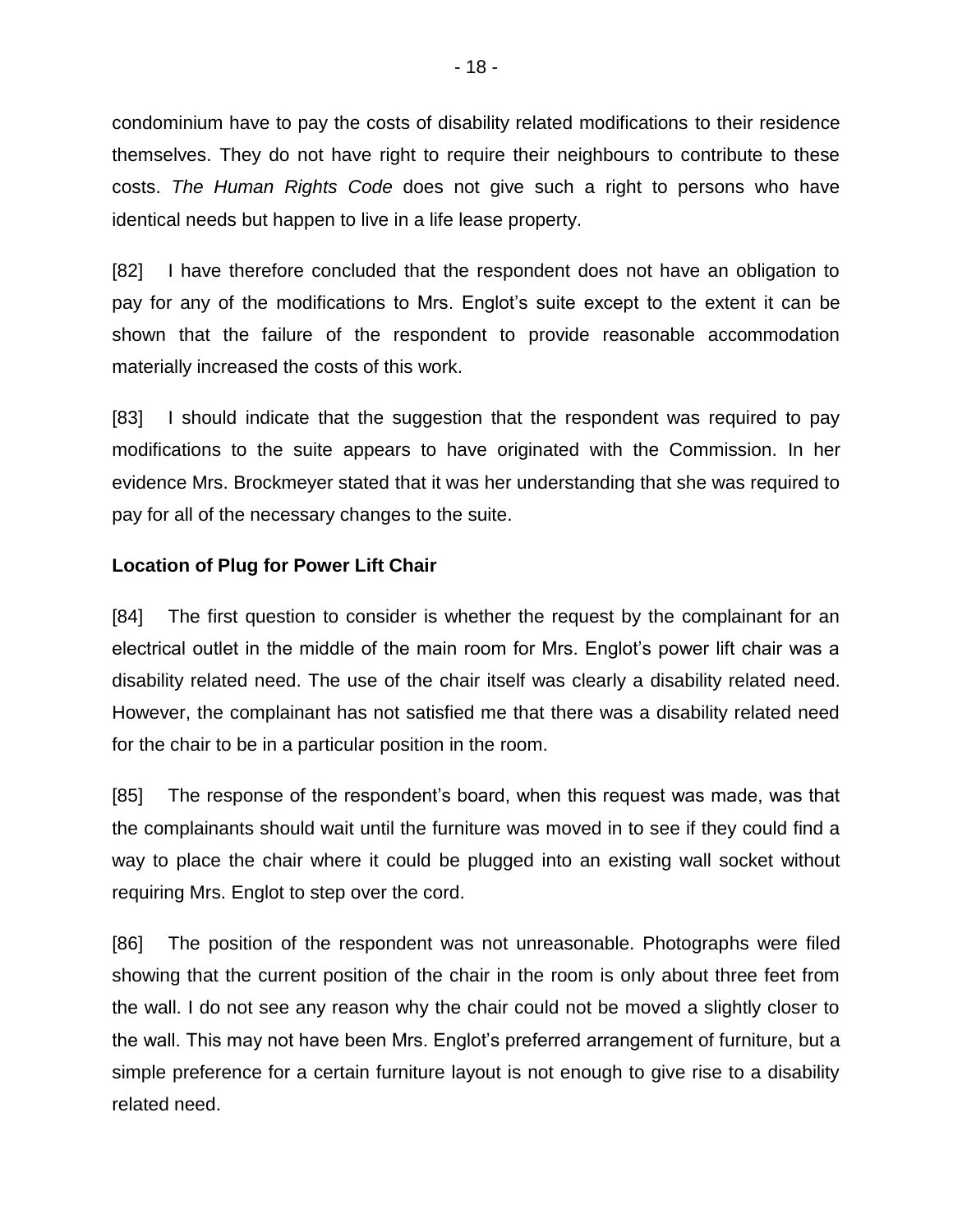condominium have to pay the costs of disability related modifications to their residence themselves. They do not have right to require their neighbours to contribute to these costs. *The Human Rights Code* does not give such a right to persons who have identical needs but happen to live in a life lease property.

[82] I have therefore concluded that the respondent does not have an obligation to pay for any of the modifications to Mrs. Englot's suite except to the extent it can be shown that the failure of the respondent to provide reasonable accommodation materially increased the costs of this work.

[83] I should indicate that the suggestion that the respondent was required to pay modifications to the suite appears to have originated with the Commission. In her evidence Mrs. Brockmeyer stated that it was her understanding that she was required to pay for all of the necessary changes to the suite.

**Location of Plug for Power Lift Chair**

[84] The first question to consider is whether the request by the complainant for an electrical outlet in the middle of the main room for Mrs. Englot's power lift chair was a disability related need. The use of the chair itself was clearly a disability related need. However, the complainant has not satisfied me that there was a disability related need for the chair to be in a particular position in the room.

[85] The response of the respondent's board, when this request was made, was that the complainants should wait until the furniture was moved in to see if they could find a way to place the chair where it could be plugged into an existing wall socket without requiring Mrs. Englot to step over the cord.

[86] The position of the respondent was not unreasonable. Photographs were filed showing that the current position of the chair in the room is only about three feet from the wall. I do not see any reason why the chair could not be moved a slightly closer to the wall. This may not have been Mrs. Englot's preferred arrangement of furniture, but a simple preference for a certain furniture layout is not enough to give rise to a disability related need.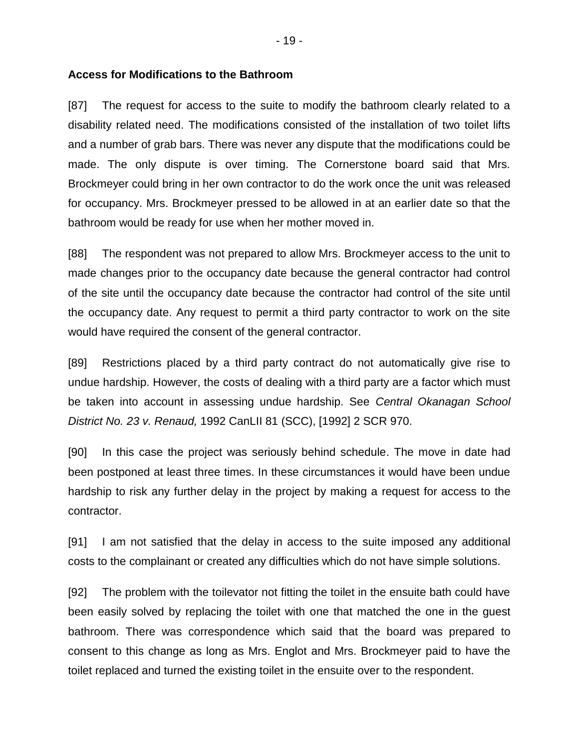**Access for Modifications to the Bathroom**

[87] The request for access to the suite to modify the bathroom clearly related to a disability related need. The modifications consisted of the installation of two toilet lifts and a number of grab bars. There was never any dispute that the modifications could be made. The only dispute is over timing. The Cornerstone board said that Mrs. Brockmeyer could bring in her own contractor to do the work once the unit was released for occupancy. Mrs. Brockmeyer pressed to be allowed in at an earlier date so that the bathroom would be ready for use when her mother moved in.

[88] The respondent was not prepared to allow Mrs. Brockmeyer access to the unit to made changes prior to the occupancy date because the general contractor had control of the site until the occupancy date because the contractor had control of the site until the occupancy date. Any request to permit a third party contractor to work on the site would have required the consent of the general contractor.

[89] Restrictions placed by a third party contract do not automatically give rise to undue hardship. However, the costs of dealing with a third party are a factor which must be taken into account in assessing undue hardship. See *Central Okanagan School District No. 23 v. Renaud,* 1992 CanLII 81 (SCC), [1992] 2 SCR 970.

[90] In this case the project was seriously behind schedule. The move in date had been postponed at least three times. In these circumstances it would have been undue hardship to risk any further delay in the project by making a request for access to the contractor.

[91] I am not satisfied that the delay in access to the suite imposed any additional costs to the complainant or created any difficulties which do not have simple solutions.

[92] The problem with the toilevator not fitting the toilet in the ensuite bath could have been easily solved by replacing the toilet with one that matched the one in the guest bathroom. There was correspondence which said that the board was prepared to consent to this change as long as Mrs. Englot and Mrs. Brockmeyer paid to have the toilet replaced and turned the existing toilet in the ensuite over to the respondent.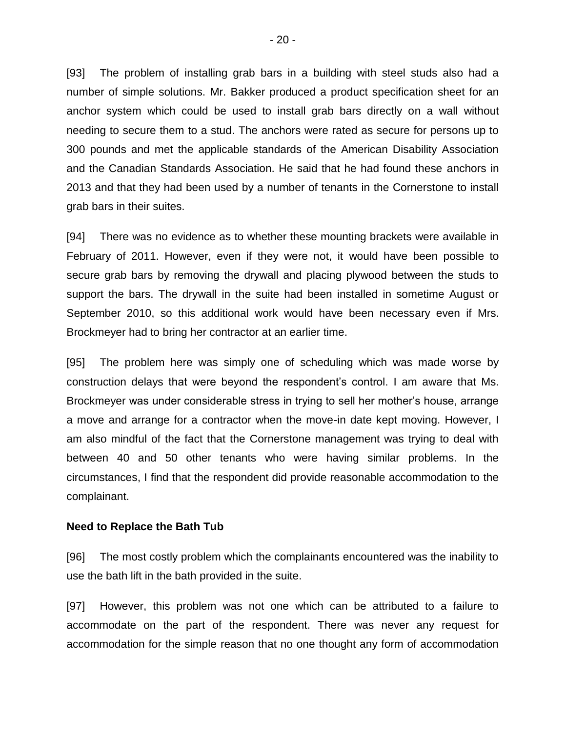[93] The problem of installing grab bars in a building with steel studs also had a number of simple solutions. Mr. Bakker produced a product specification sheet for an anchor system which could be used to install grab bars directly on a wall without needing to secure them to a stud. The anchors were rated as secure for persons up to 300 pounds and met the applicable standards of the American Disability Association and the Canadian Standards Association. He said that he had found these anchors in 2013 and that they had been used by a number of tenants in the Cornerstone to install grab bars in their suites.

[94] There was no evidence as to whether these mounting brackets were available in February of 2011. However, even if they were not, it would have been possible to secure grab bars by removing the drywall and placing plywood between the studs to support the bars. The drywall in the suite had been installed in sometime August or September 2010, so this additional work would have been necessary even if Mrs. Brockmeyer had to bring her contractor at an earlier time.

[95] The problem here was simply one of scheduling which was made worse by construction delays that were beyond the respondent's control. I am aware that Ms. Brockmeyer was under considerable stress in trying to sell her mother's house, arrange a move and arrange for a contractor when the move-in date kept moving. However, I am also mindful of the fact that the Cornerstone management was trying to deal with between 40 and 50 other tenants who were having similar problems. In the circumstances, I find that the respondent did provide reasonable accommodation to the complainant.

**Need to Replace the Bath Tub**

[96] The most costly problem which the complainants encountered was the inability to use the bath lift in the bath provided in the suite.

[97] However, this problem was not one which can be attributed to a failure to accommodate on the part of the respondent. There was never any request for accommodation for the simple reason that no one thought any form of accommodation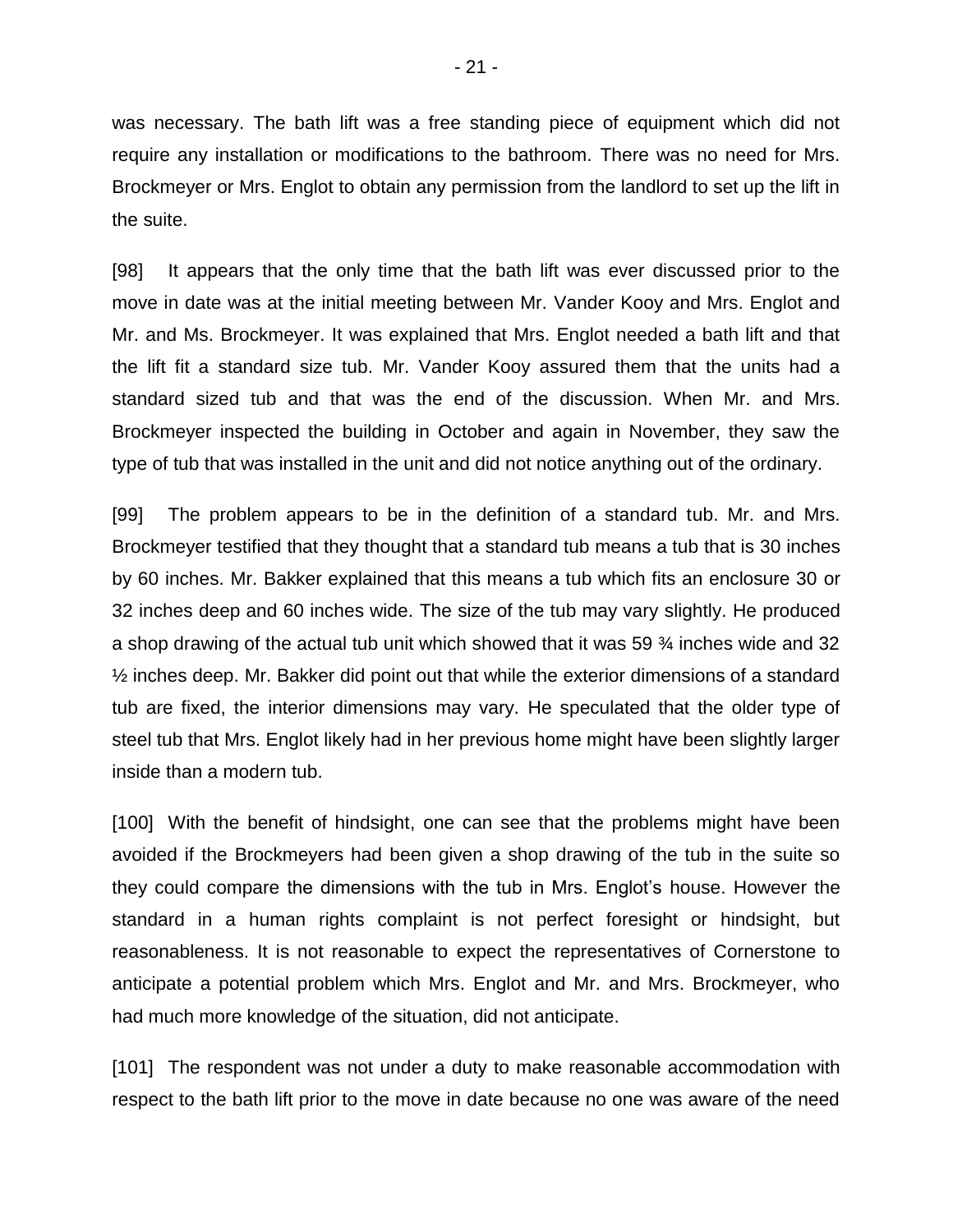was necessary. The bath lift was a free standing piece of equipment which did not require any installation or modifications to the bathroom. There was no need for Mrs. Brockmeyer or Mrs. Englot to obtain any permission from the landlord to set up the lift in the suite.

[98] It appears that the only time that the bath lift was ever discussed prior to the move in date was at the initial meeting between Mr. Vander Kooy and Mrs. Englot and Mr. and Ms. Brockmeyer. It was explained that Mrs. Englot needed a bath lift and that the lift fit a standard size tub. Mr. Vander Kooy assured them that the units had a standard sized tub and that was the end of the discussion. When Mr. and Mrs. Brockmeyer inspected the building in October and again in November, they saw the type of tub that was installed in the unit and did not notice anything out of the ordinary.

[99] The problem appears to be in the definition of a standard tub. Mr. and Mrs. Brockmeyer testified that they thought that a standard tub means a tub that is 30 inches by 60 inches. Mr. Bakker explained that this means a tub which fits an enclosure 30 or 32 inches deep and 60 inches wide. The size of the tub may vary slightly. He produced a shop drawing of the actual tub unit which showed that it was 59 ¾ inches wide and 32 ½ inches deep. Mr. Bakker did point out that while the exterior dimensions of a standard tub are fixed, the interior dimensions may vary. He speculated that the older type of steel tub that Mrs. Englot likely had in her previous home might have been slightly larger inside than a modern tub.

[100] With the benefit of hindsight, one can see that the problems might have been avoided if the Brockmeyers had been given a shop drawing of the tub in the suite so they could compare the dimensions with the tub in Mrs. Englot's house. However the standard in a human rights complaint is not perfect foresight or hindsight, but reasonableness. It is not reasonable to expect the representatives of Cornerstone to anticipate a potential problem which Mrs. Englot and Mr. and Mrs. Brockmeyer, who had much more knowledge of the situation, did not anticipate.

[101] The respondent was not under a duty to make reasonable accommodation with respect to the bath lift prior to the move in date because no one was aware of the need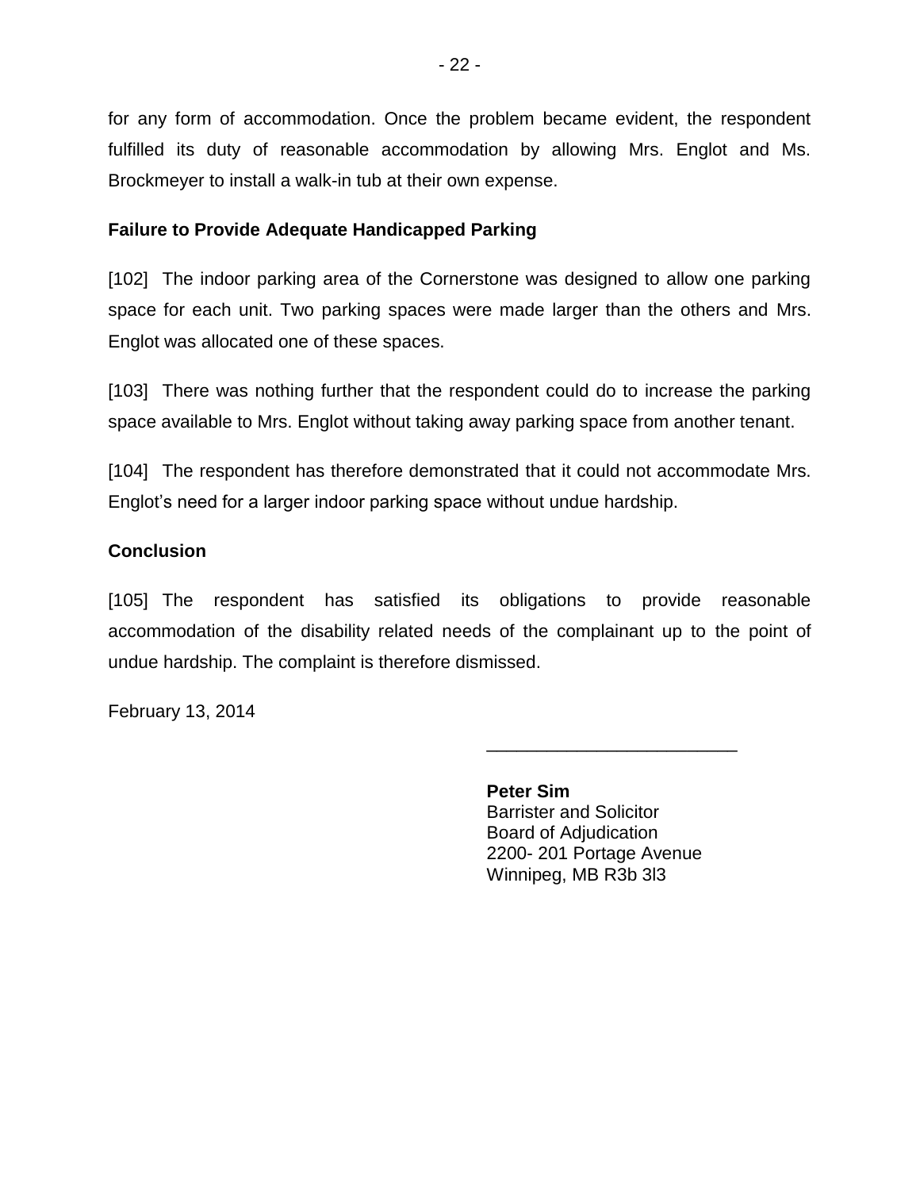for any form of accommodation. Once the problem became evident, the respondent fulfilled its duty of reasonable accommodation by allowing Mrs. Englot and Ms. Brockmeyer to install a walk-in tub at their own expense.

**Failure to Provide Adequate Handicapped Parking**

[102] The indoor parking area of the Cornerstone was designed to allow one parking space for each unit. Two parking spaces were made larger than the others and Mrs. Englot was allocated one of these spaces.

[103] There was nothing further that the respondent could do to increase the parking space available to Mrs. Englot without taking away parking space from another tenant.

[104] The respondent has therefore demonstrated that it could not accommodate Mrs. Englot's need for a larger indoor parking space without undue hardship.

**Conclusion**

[105] The respondent has satisfied its obligations to provide reasonable accommodation of the disability related needs of the complainant up to the point of undue hardship. The complaint is therefore dismissed.

February 13, 2014

_________________________

**Peter Sim**
Barrister and Solicitor
Board of Adjudication
2200- 201 Portage Avenue
Winnipeg, MB R3b 3l3